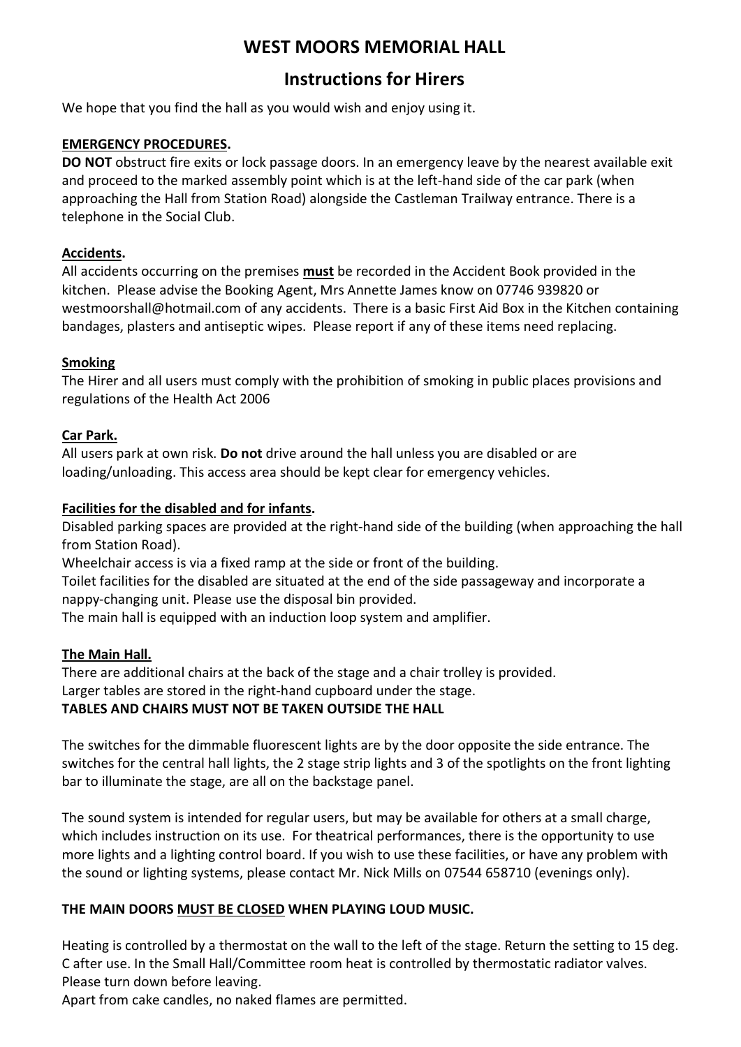# WEST MOORS MEMORIAL HALL

## Instructions for Hirers

We hope that you find the hall as you would wish and enjoy using it.

**EMERGENCY PROCEDURES.**

**DO NOT** obstruct fire exits or lock passage doors. In an emergency leave by the nearest available exit and proceed to the marked assembly point which is at the left-hand side of the car park (when approaching the Hall from Station Road) alongside the Castleman Trailway entrance. There is a telephone in the Social Club.

**Accidents.**

All accidents occurring on the premises **must** be recorded in the Accident Book provided in the kitchen. Please advise the Booking Agent, Mrs Annette James know on 07746 939820 or westmoorshall@hotmail.com of any accidents. There is a basic First Aid Box in the Kitchen containing bandages, plasters and antiseptic wipes. Please report if any of these items need replacing.

**Smoking**

The Hirer and all users must comply with the prohibition of smoking in public places provisions and regulations of the Health Act 2006

**Car Park.**

All users park at own risk. **Do not** drive around the hall unless you are disabled or are loading/unloading. This access area should be kept clear for emergency vehicles.

**Facilities for the disabled and for infants.**

Disabled parking spaces are provided at the right-hand side of the building (when approaching the hall from Station Road).

Wheelchair access is via a fixed ramp at the side or front of the building.

Toilet facilities for the disabled are situated at the end of the side passageway and incorporate a nappy-changing unit. Please use the disposal bin provided.

The main hall is equipped with an induction loop system and amplifier.

**The Main Hall.**

There are additional chairs at the back of the stage and a chair trolley is provided.

Larger tables are stored in the right-hand cupboard under the stage.

**TABLES AND CHAIRS MUST NOT BE TAKEN OUTSIDE THE HALL**

The switches for the dimmable fluorescent lights are by the door opposite the side entrance. The switches for the central hall lights, the 2 stage strip lights and 3 of the spotlights on the front lighting bar to illuminate the stage, are all on the backstage panel.

The sound system is intended for regular users, but may be available for others at a small charge, which includes instruction on its use. For theatrical performances, there is the opportunity to use more lights and a lighting control board. If you wish to use these facilities, or have any problem with the sound or lighting systems, please contact Mr. Nick Mills on 07544 658710 (evenings only).

**THE MAIN DOORS MUST BE CLOSED WHEN PLAYING LOUD MUSIC.**

Heating is controlled by a thermostat on the wall to the left of the stage. Return the setting to 15 deg. C after use. In the Small Hall/Committee room heat is controlled by thermostatic radiator valves. Please turn down before leaving.

Apart from cake candles, no naked flames are permitted.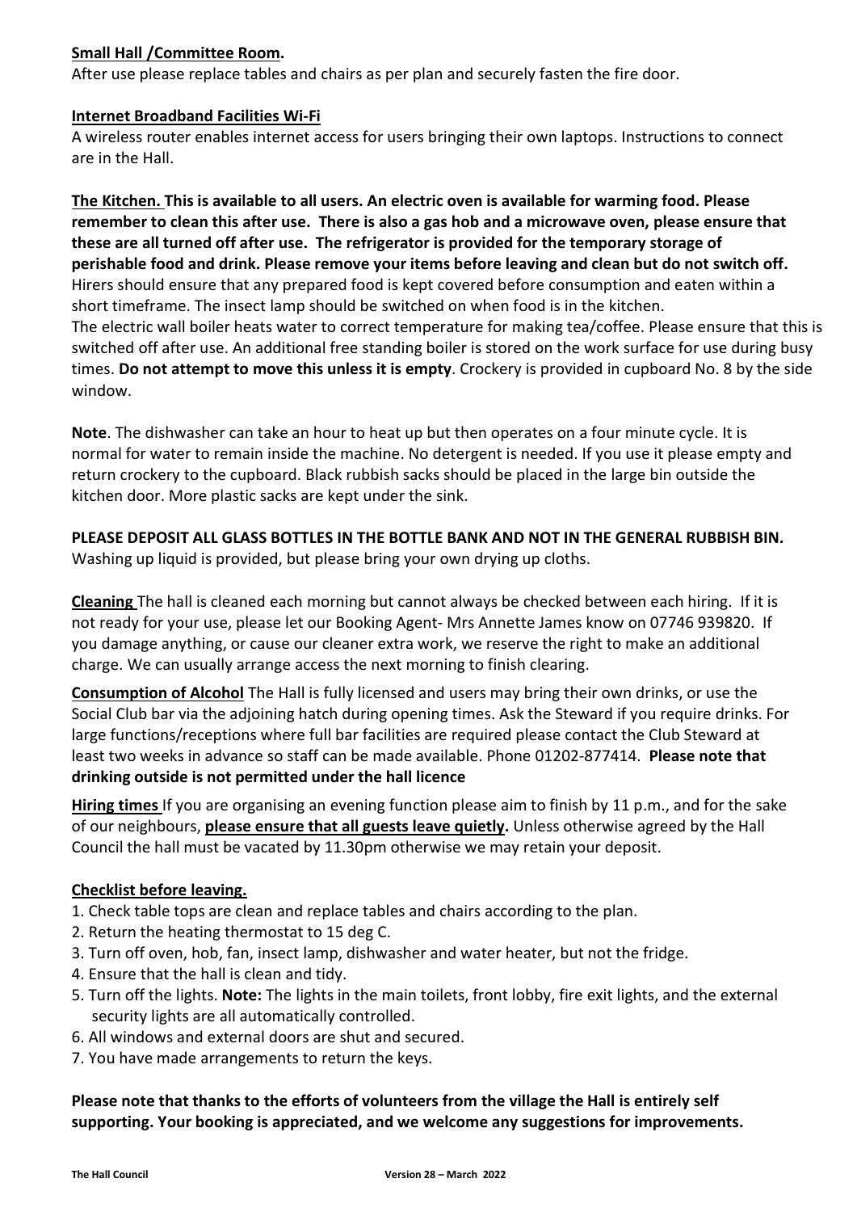**Small Hall /Committee Room.**
After use please replace tables and chairs as per plan and securely fasten the fire door.

**Internet Broadband Facilities Wi-Fi**
A wireless router enables internet access for users bringing their own laptops. Instructions to connect are in the Hall.

**The Kitchen. This is available to all users. An electric oven is available for warming food. Please remember to clean this after use. There is also a gas hob and a microwave oven, please ensure that these are all turned off after use. The refrigerator is provided for the temporary storage of perishable food and drink. Please remove your items before leaving and clean but do not switch off.** Hirers should ensure that any prepared food is kept covered before consumption and eaten within a short timeframe. The insect lamp should be switched on when food is in the kitchen.
The electric wall boiler heats water to correct temperature for making tea/coffee. Please ensure that this is switched off after use. An additional free standing boiler is stored on the work surface for use during busy times. **Do not attempt to move this unless it is empty**. Crockery is provided in cupboard No. 8 by the side window.

**Note**. The dishwasher can take an hour to heat up but then operates on a four minute cycle. It is normal for water to remain inside the machine. No detergent is needed. If you use it please empty and return crockery to the cupboard. Black rubbish sacks should be placed in the large bin outside the kitchen door. More plastic sacks are kept under the sink.

**PLEASE DEPOSIT ALL GLASS BOTTLES IN THE BOTTLE BANK AND NOT IN THE GENERAL RUBBISH BIN.**
Washing up liquid is provided, but please bring your own drying up cloths.

**Cleaning** The hall is cleaned each morning but cannot always be checked between each hiring. If it is not ready for your use, please let our Booking Agent- Mrs Annette James know on 07746 939820. If you damage anything, or cause our cleaner extra work, we reserve the right to make an additional charge. We can usually arrange access the next morning to finish clearing.

**Consumption of Alcohol** The Hall is fully licensed and users may bring their own drinks, or use the Social Club bar via the adjoining hatch during opening times. Ask the Steward if you require drinks. For large functions/receptions where full bar facilities are required please contact the Club Steward at least two weeks in advance so staff can be made available. Phone 01202-877414. **Please note that drinking outside is not permitted under the hall licence**

**Hiring times** If you are organising an evening function please aim to finish by 11 p.m., and for the sake of our neighbours, **please ensure that all guests leave quietly.** Unless otherwise agreed by the Hall Council the hall must be vacated by 11.30pm otherwise we may retain your deposit.

**Checklist before leaving.**

1. Check table tops are clean and replace tables and chairs according to the plan.
2. Return the heating thermostat to 15 deg C.
3. Turn off oven, hob, fan, insect lamp, dishwasher and water heater, but not the fridge.
4. Ensure that the hall is clean and tidy.
5. Turn off the lights. **Note:** The lights in the main toilets, front lobby, fire exit lights, and the external security lights are all automatically controlled.
6. All windows and external doors are shut and secured.
7. You have made arrangements to return the keys.

**Please note that thanks to the efforts of volunteers from the village the Hall is entirely self supporting. Your booking is appreciated, and we welcome any suggestions for improvements.**

**The Hall Council** **Version 28 – March 2022**